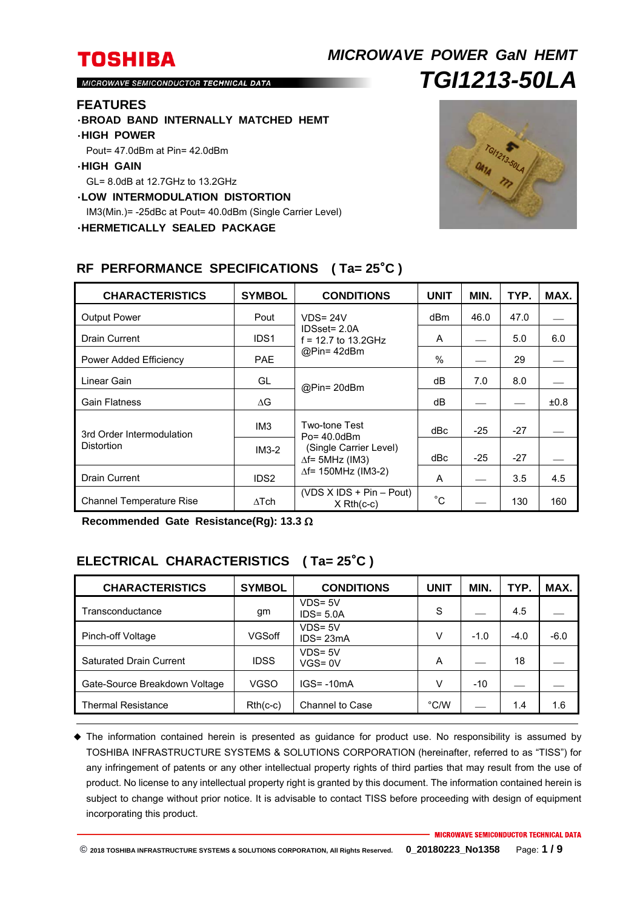# TOSHIBA

MICROWAVE SEMICONDUCTOR TECHNICAL DATA

## *MICROWAVE POWER GaN HEMT*

# *TGI1213-50LA*

## FEATURES

- **BROAD BAND INTERNALLY MATCHED HEMT**
- **HIGH POWER**
  Pout= 47.0dBm at Pin= 42.0dBm
- **HIGH GAIN**
  GL= 8.0dB at 12.7GHz to 13.2GHz
- **LOW INTERMODULATION DISTORTION**
  IM3(Min.)= -25dBc at Pout= 40.0dBm (Single Carrier Level)
- **HERMETICALLY SEALED PACKAGE**

## RF PERFORMANCE SPECIFICATIONS ( Ta= 25°C )

| CHARACTERISTICS | SYMBOL | CONDITIONS | UNIT | MIN. | TYP. | MAX. |
|---|---|---|---|---|---|---|
| Output Power | Pout | VDS= 24V IDSset= 2.0A f = 12.7 to 13.2GHz @Pin= 42dBm | dBm | 46.0 | 47.0 | — |
| Drain Current | IDS1 | | A | — | 5.0 | 6.0 |
| Power Added Efficiency | PAE | | % | — | 29 | — |
| Linear Gain | GL | @Pin= 20dBm | dB | 7.0 | 8.0 | — |
| Gain Flatness | ΔG | | dB | — | — | ±0.8 |
| 3rd Order Intermodulation Distortion | IM3 | Two-tone Test Po= 40.0dBm (Single Carrier Level) Δf= 5MHz (IM3) Δf= 150MHz (IM3-2) | dBc | -25 | -27 | — |
| | IM3-2 | | dBc | -25 | -27 | — |
| Drain Current | IDS2 | | A | — | 3.5 | 4.5 |
| Channel Temperature Rise | ΔTch | (VDS X IDS + Pin – Pout) X Rth(c-c) | °C | — | 130 | 160 |

**Recommended Gate Resistance(Rg): 13.3 Ω**

## ELECTRICAL CHARACTERISTICS ( Ta= 25°C )

| CHARACTERISTICS | SYMBOL | CONDITIONS | UNIT | MIN. | TYP. | MAX. |
|---|---|---|---|---|---|---|
| Transconductance | gm | VDS= 5V IDS= 5.0A | S | — | 4.5 | — |
| Pinch-off Voltage | VGSoff | VDS= 5V IDS= 23mA | V | -1.0 | -4.0 | -6.0 |
| Saturated Drain Current | IDSS | VDS= 5V VGS= 0V | A | — | 18 | — |
| Gate-Source Breakdown Voltage | VGSO | IGS= -10mA | V | -10 | — | — |
| Thermal Resistance | Rth(c-c) | Channel to Case | °C/W | — | 1.4 | 1.6 |

◆ The information contained herein is presented as guidance for product use. No responsibility is assumed by TOSHIBA INFRASTRUCTURE SYSTEMS & SOLUTIONS CORPORATION (hereinafter, referred to as "TISS") for any infringement of patents or any other intellectual property rights of third parties that may result from the use of product. No license to any intellectual property right is granted by this document. The information contained herein is subject to change without prior notice. It is advisable to contact TISS before proceeding with design of equipment incorporating this product.

© 2018 TOSHIBA INFRASTRUCTURE SYSTEMS & SOLUTIONS CORPORATION, All Rights Reserved. 0_20180223_No1358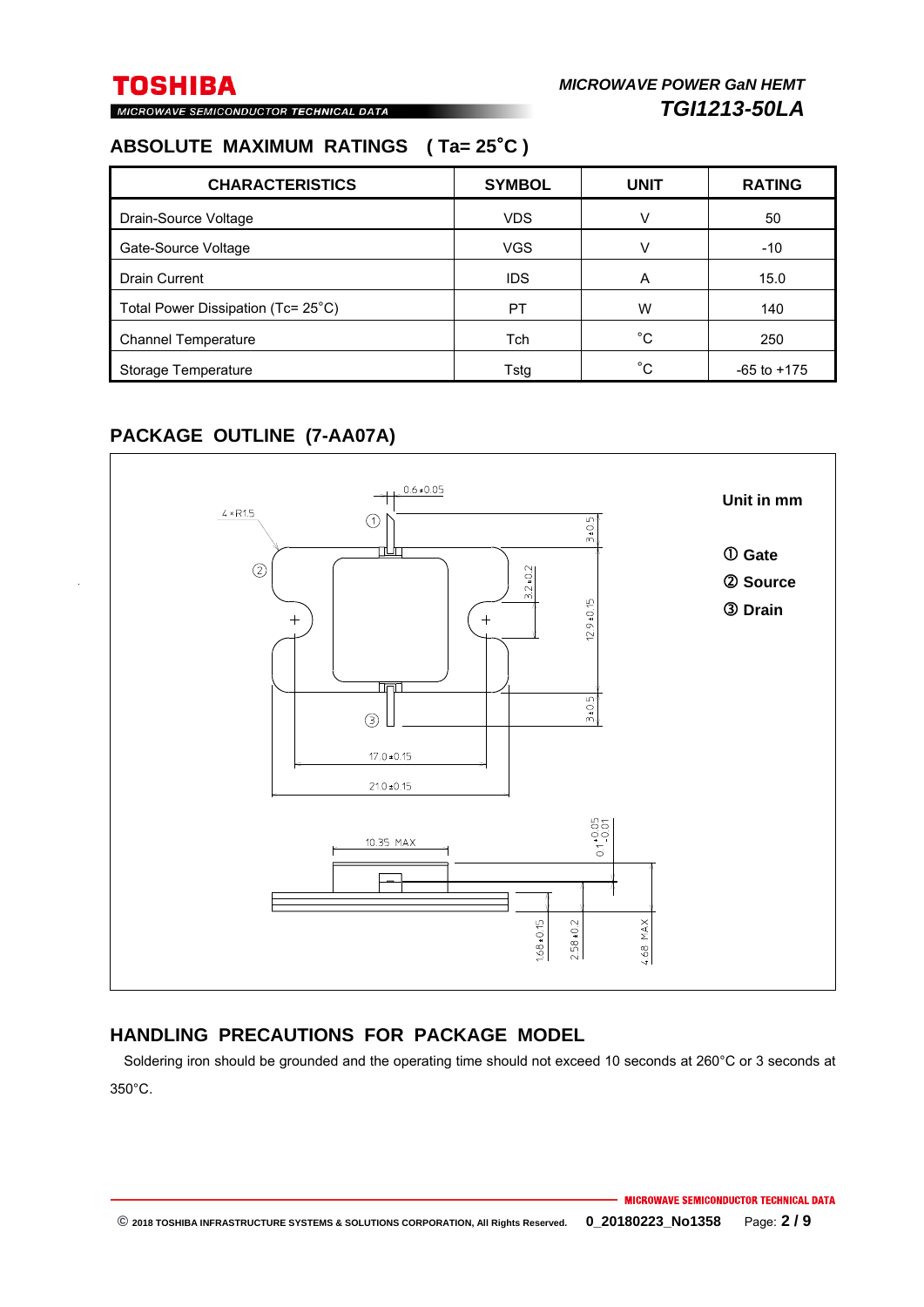## ABSOLUTE MAXIMUM RATINGS ( Ta= 25˚C )

| CHARACTERISTICS | SYMBOL | UNIT | RATING |
|---|---|---|---|
| Drain-Source Voltage | VDS | V | 50 |
| Gate-Source Voltage | VGS | V | -10 |
| Drain Current | IDS | A | 15.0 |
| Total Power Dissipation (Tc= 25˚C) | PT | W | 140 |
| Channel Temperature | Tch | ˚C | 250 |
| Storage Temperature | Tstg | ˚C | -65 to +175 |

## PACKAGE OUTLINE (7-AA07A)

Unit in mm

① Gate
② Source
③ Drain

## HANDLING PRECAUTIONS FOR PACKAGE MODEL

Soldering iron should be grounded and the operating time should not exceed 10 seconds at 260°C or 3 seconds at 350°C.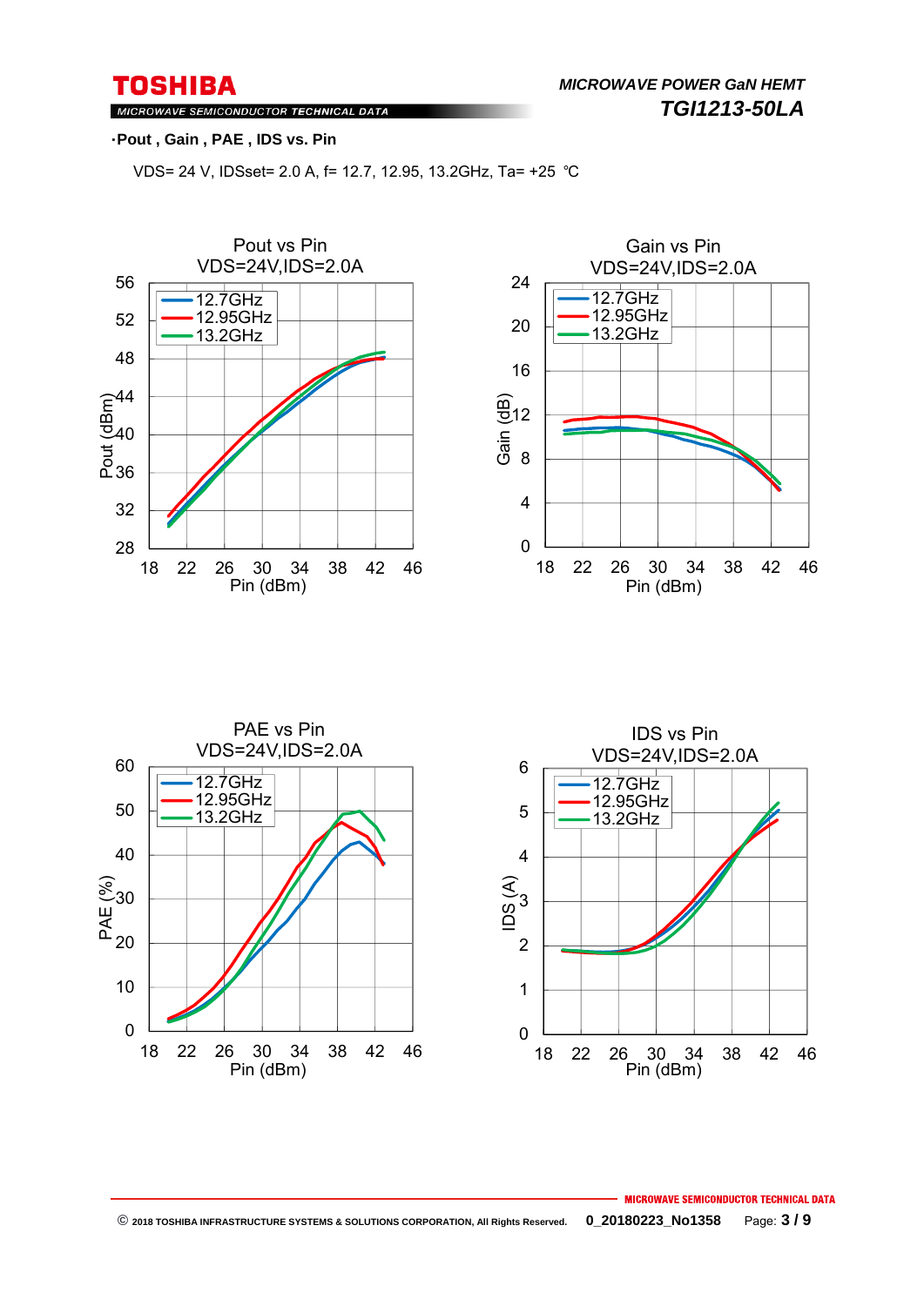·**Pout , Gain , PAE , IDS vs. Pin**

VDS= 24 V, IDSset= 2.0 A, f= 12.7, 12.95, 13.2GHz, Ta= +25 ℃

Pout vs Pin
VDS=24V,IDS=2.0A

Gain vs Pin
VDS=24V,IDS=2.0A

PAE vs Pin
VDS=24V,IDS=2.0A

IDS vs Pin
VDS=24V,IDS=2.0A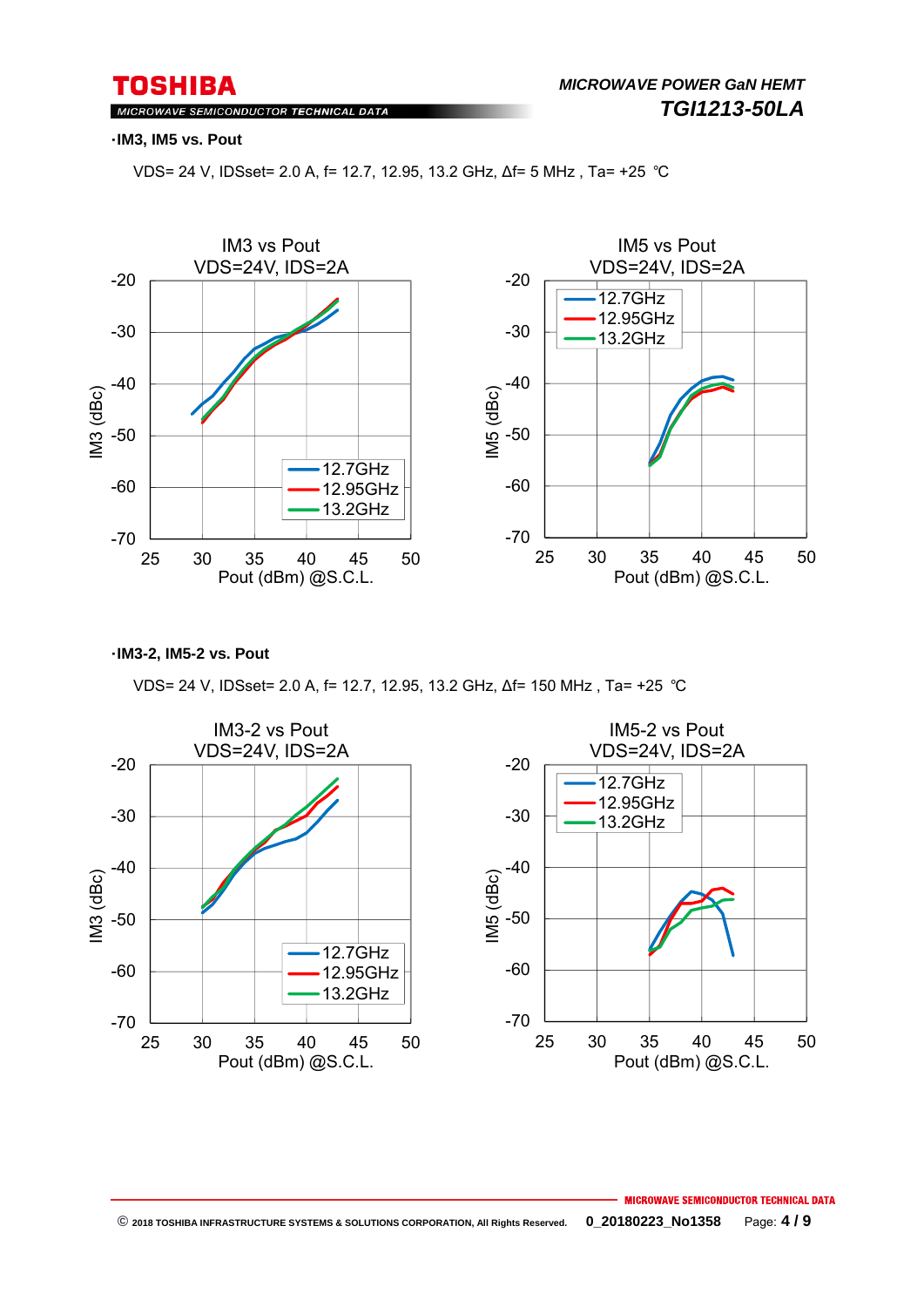·**IM3, IM5 vs. Pout**

VDS= 24 V, IDSset= 2.0 A, f= 12.7, 12.95, 13.2 GHz, Δf= 5 MHz , Ta= +25 ℃

IM3 vs Pout
VDS=24V, IDS=2A

IM5 vs Pout
VDS=24V, IDS=2A

·**IM3-2, IM5-2 vs. Pout**

VDS= 24 V, IDSset= 2.0 A, f= 12.7, 12.95, 13.2 GHz, Δf= 150 MHz , Ta= +25 ℃

IM3-2 vs Pout
VDS=24V, IDS=2A

IM5-2 vs Pout
VDS=24V, IDS=2A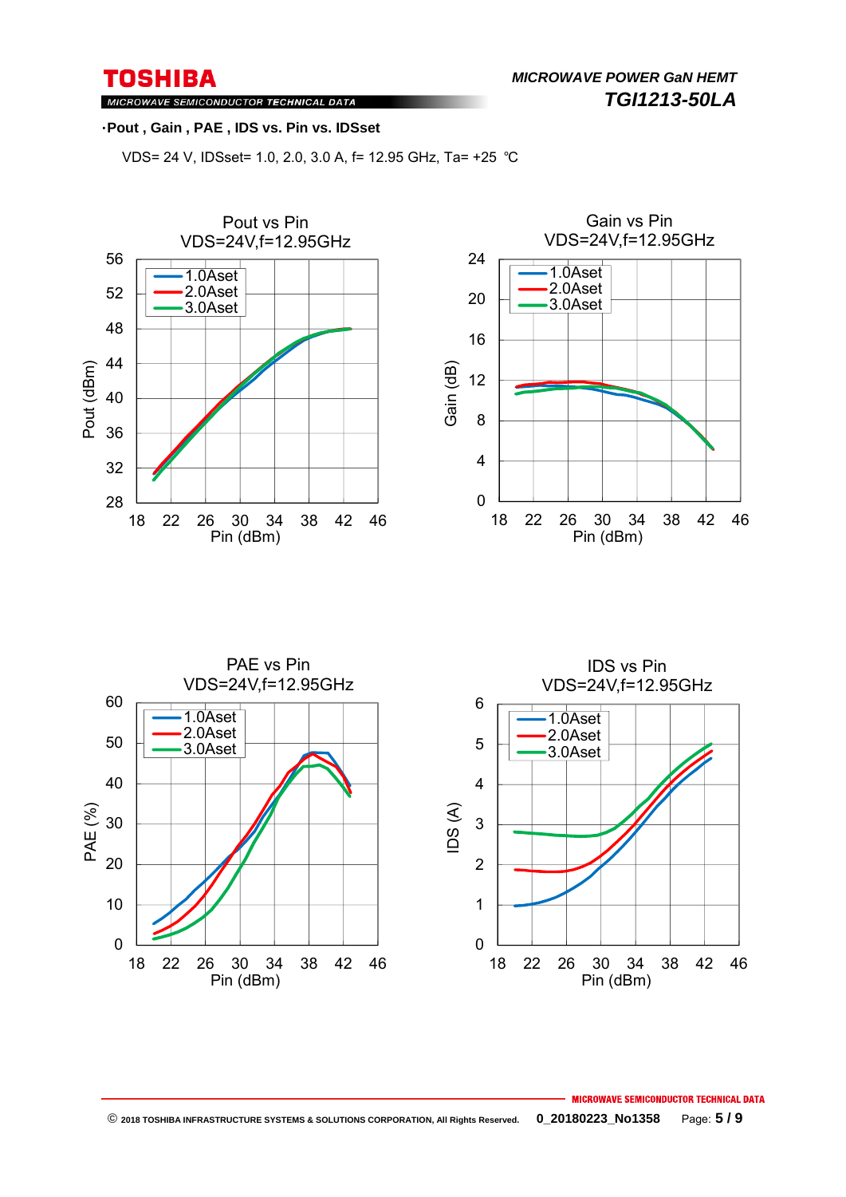·**Pout , Gain , PAE , IDS vs. Pin vs. IDSset**

VDS= 24 V, IDSset= 1.0, 2.0, 3.0 A, f= 12.95 GHz, Ta= +25 ℃

Pout vs Pin
VDS=24V,f=12.95GHz

Gain vs Pin
VDS=24V,f=12.95GHz

PAE vs Pin
VDS=24V,f=12.95GHz

IDS vs Pin
VDS=24V,f=12.95GHz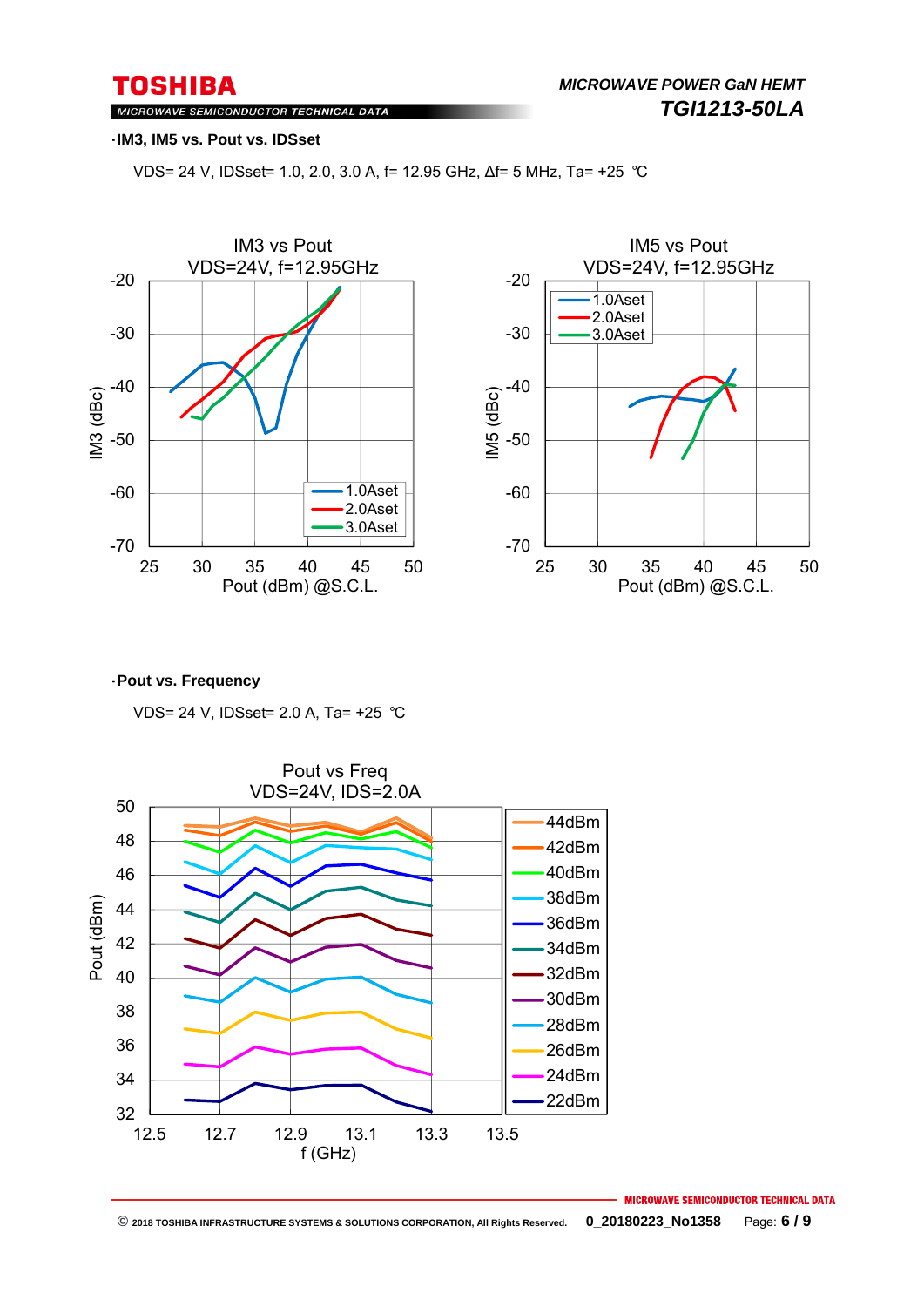·IM3, IM5 vs. Pout vs. IDSset

VDS= 24 V, IDSset= 1.0, 2.0, 3.0 A, f= 12.95 GHz, Δf= 5 MHz, Ta= +25 ℃

·Pout vs. Frequency

VDS= 24 V, IDSset= 2.0 A, Ta= +25 ℃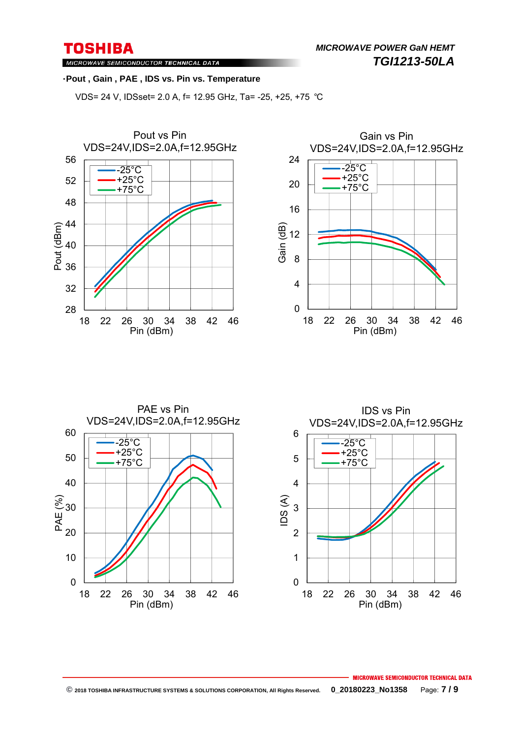·**Pout , Gain , PAE , IDS vs. Pin vs. Temperature**

VDS= 24 V, IDSset= 2.0 A, f= 12.95 GHz, Ta= -25, +25, +75 ℃

Pout vs Pin
VDS=24V,IDS=2.0A,f=12.95GHz

Gain vs Pin
VDS=24V,IDS=2.0A,f=12.95GHz

PAE vs Pin
VDS=24V,IDS=2.0A,f=12.95GHz

IDS vs Pin
VDS=24V,IDS=2.0A,f=12.95GHz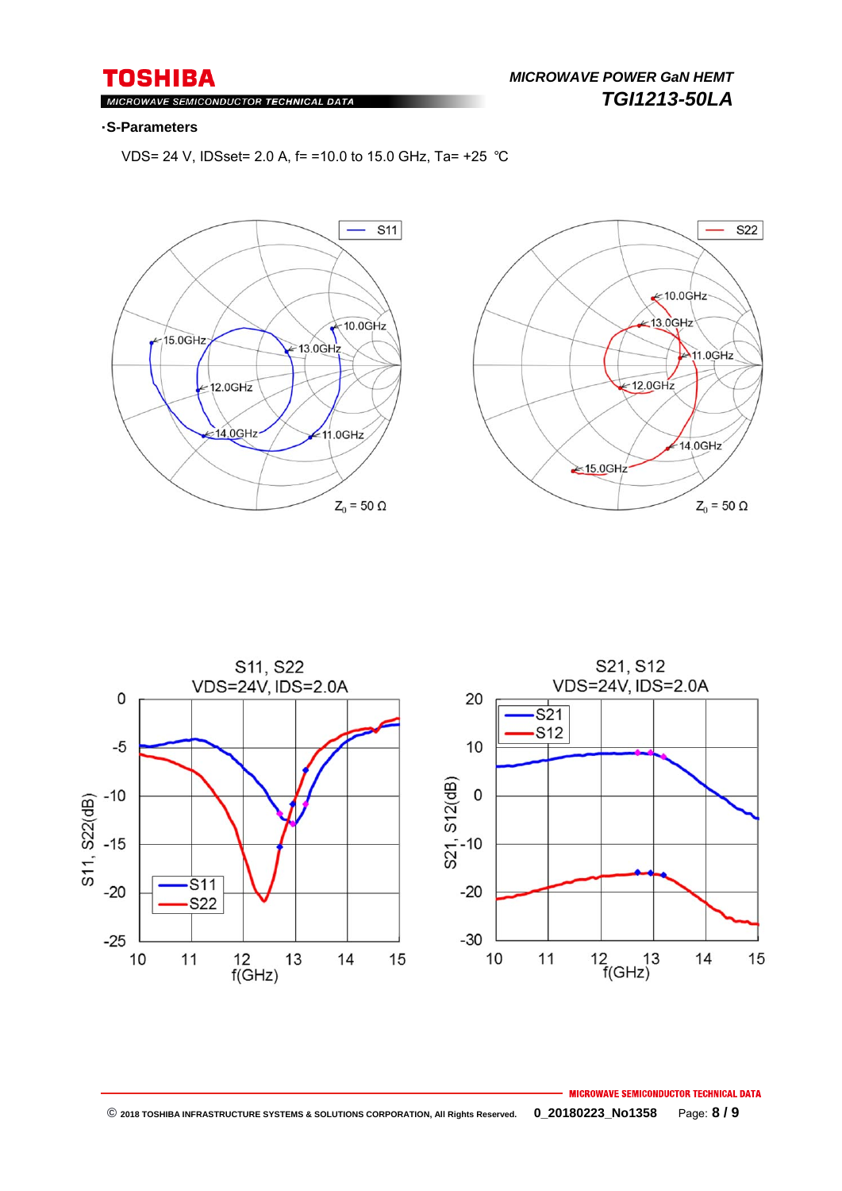**・S-Parameters**

VDS= 24 V, IDSset= 2.0 A, f= =10.0 to 15.0 GHz, Ta= +25 ℃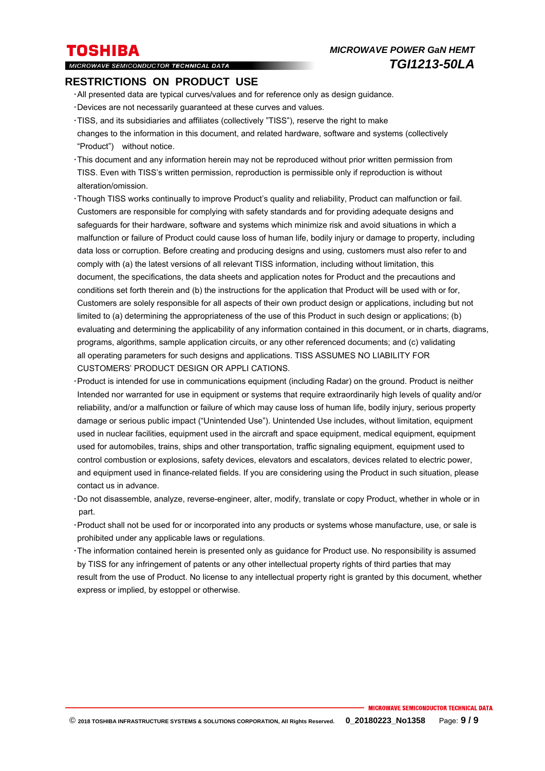## RESTRICTIONS ON PRODUCT USE

- All presented data are typical curves/values and for reference only as design guidance.
- Devices are not necessarily guaranteed at these curves and values.
- TISS, and its subsidiaries and affiliates (collectively "TISS"), reserve the right to make changes to the information in this document, and related hardware, software and systems (collectively "Product") without notice.
- This document and any information herein may not be reproduced without prior written permission from TISS. Even with TISS's written permission, reproduction is permissible only if reproduction is without alteration/omission.
- Though TISS works continually to improve Product's quality and reliability, Product can malfunction or fail. Customers are responsible for complying with safety standards and for providing adequate designs and safeguards for their hardware, software and systems which minimize risk and avoid situations in which a malfunction or failure of Product could cause loss of human life, bodily injury or damage to property, including data loss or corruption. Before creating and producing designs and using, customers must also refer to and comply with (a) the latest versions of all relevant TISS information, including without limitation, this document, the specifications, the data sheets and application notes for Product and the precautions and conditions set forth therein and (b) the instructions for the application that Product will be used with or for, Customers are solely responsible for all aspects of their own product design or applications, including but not limited to (a) determining the appropriateness of the use of this Product in such design or applications; (b) evaluating and determining the applicability of any information contained in this document, or in charts, diagrams, programs, algorithms, sample application circuits, or any other referenced documents; and (c) validating all operating parameters for such designs and applications. TISS ASSUMES NO LIABILITY FOR CUSTOMERS' PRODUCT DESIGN OR APPLI CATIONS.
- Product is intended for use in communications equipment (including Radar) on the ground. Product is neither Intended nor warranted for use in equipment or systems that require extraordinarily high levels of quality and/or reliability, and/or a malfunction or failure of which may cause loss of human life, bodily injury, serious property damage or serious public impact ("Unintended Use"). Unintended Use includes, without limitation, equipment used in nuclear facilities, equipment used in the aircraft and space equipment, medical equipment, equipment used for automobiles, trains, ships and other transportation, traffic signaling equipment, equipment used to control combustion or explosions, safety devices, elevators and escalators, devices related to electric power, and equipment used in finance-related fields. If you are considering using the Product in such situation, please contact us in advance.
- Do not disassemble, analyze, reverse-engineer, alter, modify, translate or copy Product, whether in whole or in part.
- Product shall not be used for or incorporated into any products or systems whose manufacture, use, or sale is prohibited under any applicable laws or regulations.
- The information contained herein is presented only as guidance for Product use. No responsibility is assumed by TISS for any infringement of patents or any other intellectual property rights of third parties that may result from the use of Product. No license to any intellectual property right is granted by this document, whether express or implied, by estoppel or otherwise.